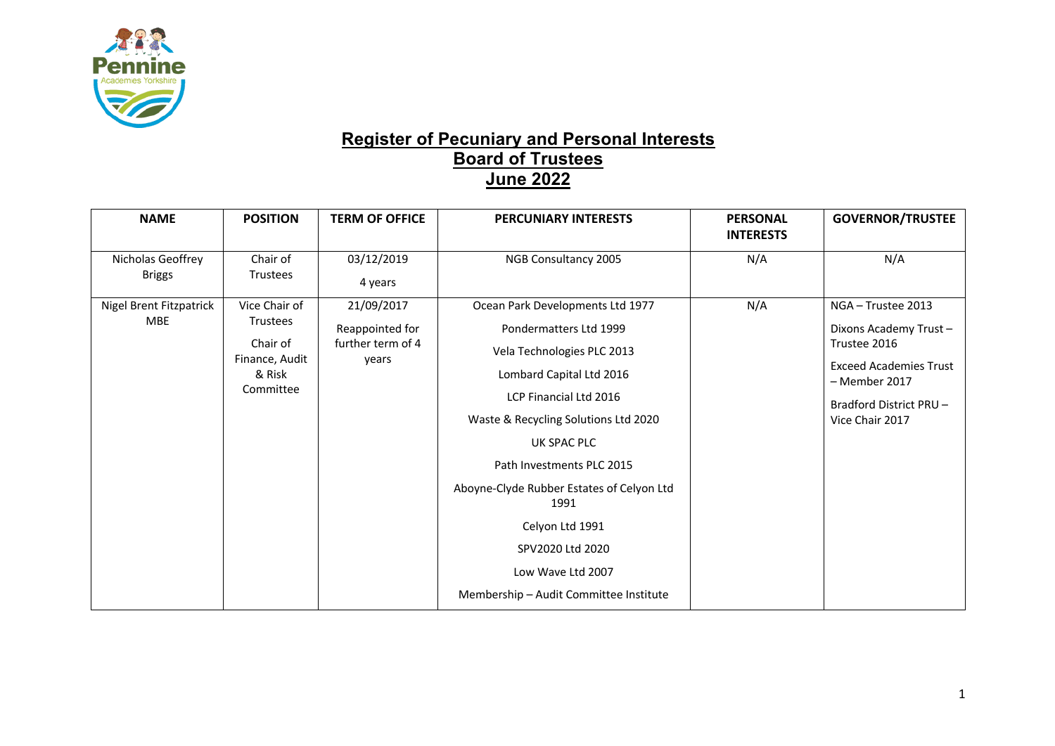# Register of Pecuniary and Personal Interests
## Board of Trustees
## June 2022

| NAME | POSITION | TERM OF OFFICE | PERCUNIARY INTERESTS | PERSONAL INTERESTS | GOVERNOR/TRUSTEE |
|---|---|---|---|---|---|
| Nicholas Geoffrey Briggs | Chair of Trustees | 03/12/2019<br>4 years | NGB Consultancy 2005 | N/A | N/A |
| Nigel Brent Fitzpatrick MBE | Vice Chair of Trustees<br>Chair of Finance, Audit & Risk Committee | 21/09/2017<br>Reappointed for further term of 4 years | Ocean Park Developments Ltd 1977<br>Pondermatters Ltd 1999<br>Vela Technologies PLC 2013<br>Lombard Capital Ltd 2016<br>LCP Financial Ltd 2016<br>Waste & Recycling Solutions Ltd 2020<br>UK SPAC PLC<br>Path Investments PLC 2015<br>Aboyne-Clyde Rubber Estates of Celyon Ltd 1991<br>Celyon Ltd 1991<br>SPV2020 Ltd 2020<br>Low Wave Ltd 2007<br>Membership – Audit Committee Institute | N/A | NGA – Trustee 2013<br>Dixons Academy Trust – Trustee 2016<br>Exceed Academies Trust – Member 2017<br>Bradford District PRU – Vice Chair 2017 |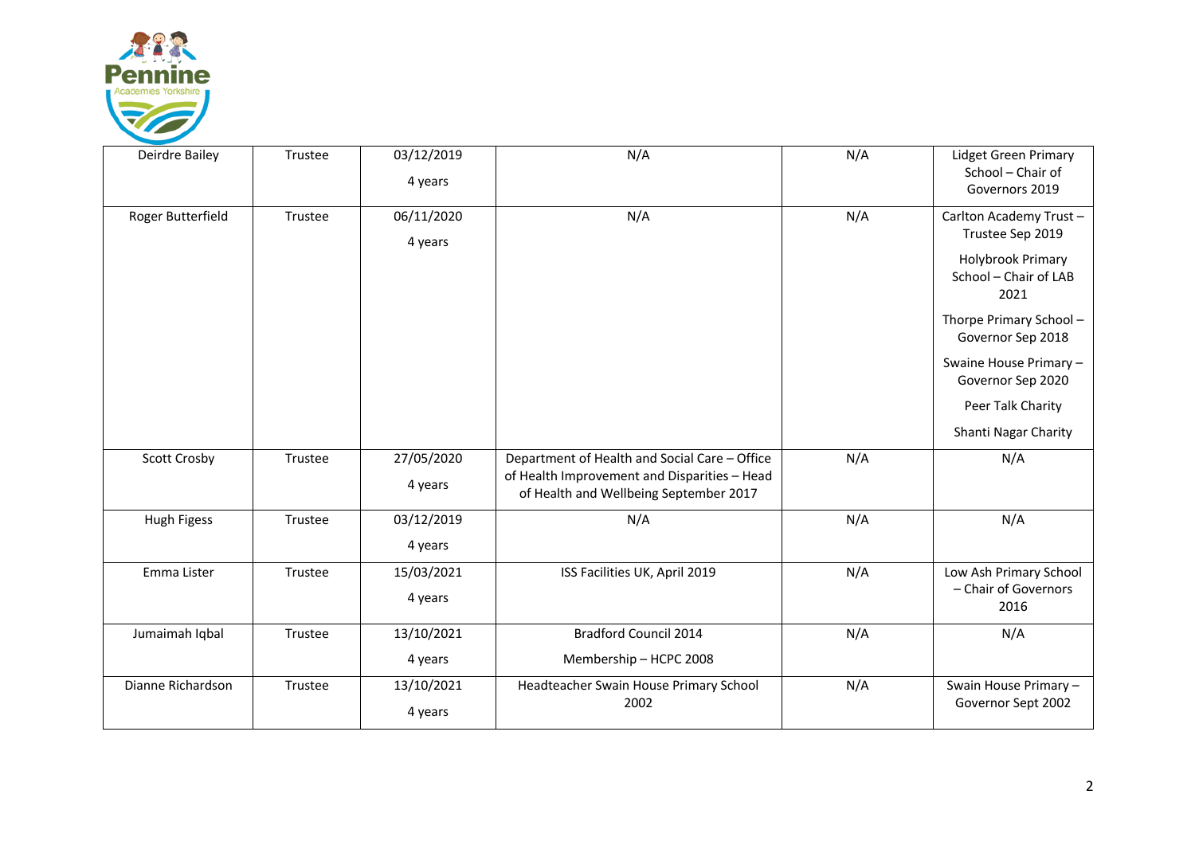| | | | | | |
|---|---|---|---|---|---|
| Deirdre Bailey | Trustee | 03/12/2019<br>4 years | N/A | N/A | Lidget Green Primary School – Chair of Governors 2019 |
| Roger Butterfield | Trustee | 06/11/2020<br>4 years | N/A | N/A | Carlton Academy Trust – Trustee Sep 2019<br>Holybrook Primary School – Chair of LAB 2021<br>Thorpe Primary School – Governor Sep 2018<br>Swaine House Primary – Governor Sep 2020<br>Peer Talk Charity<br>Shanti Nagar Charity |
| Scott Crosby | Trustee | 27/05/2020<br>4 years | Department of Health and Social Care – Office of Health Improvement and Disparities – Head of Health and Wellbeing September 2017 | N/A | N/A |
| Hugh Figess | Trustee | 03/12/2019<br>4 years | N/A | N/A | N/A |
| Emma Lister | Trustee | 15/03/2021<br>4 years | ISS Facilities UK, April 2019 | N/A | Low Ash Primary School – Chair of Governors 2016 |
| Jumaimah Iqbal | Trustee | 13/10/2021<br>4 years | Bradford Council 2014<br>Membership – HCPC 2008 | N/A | N/A |
| Dianne Richardson | Trustee | 13/10/2021<br>4 years | Headteacher Swain House Primary School 2002 | N/A | Swain House Primary – Governor Sept 2002 |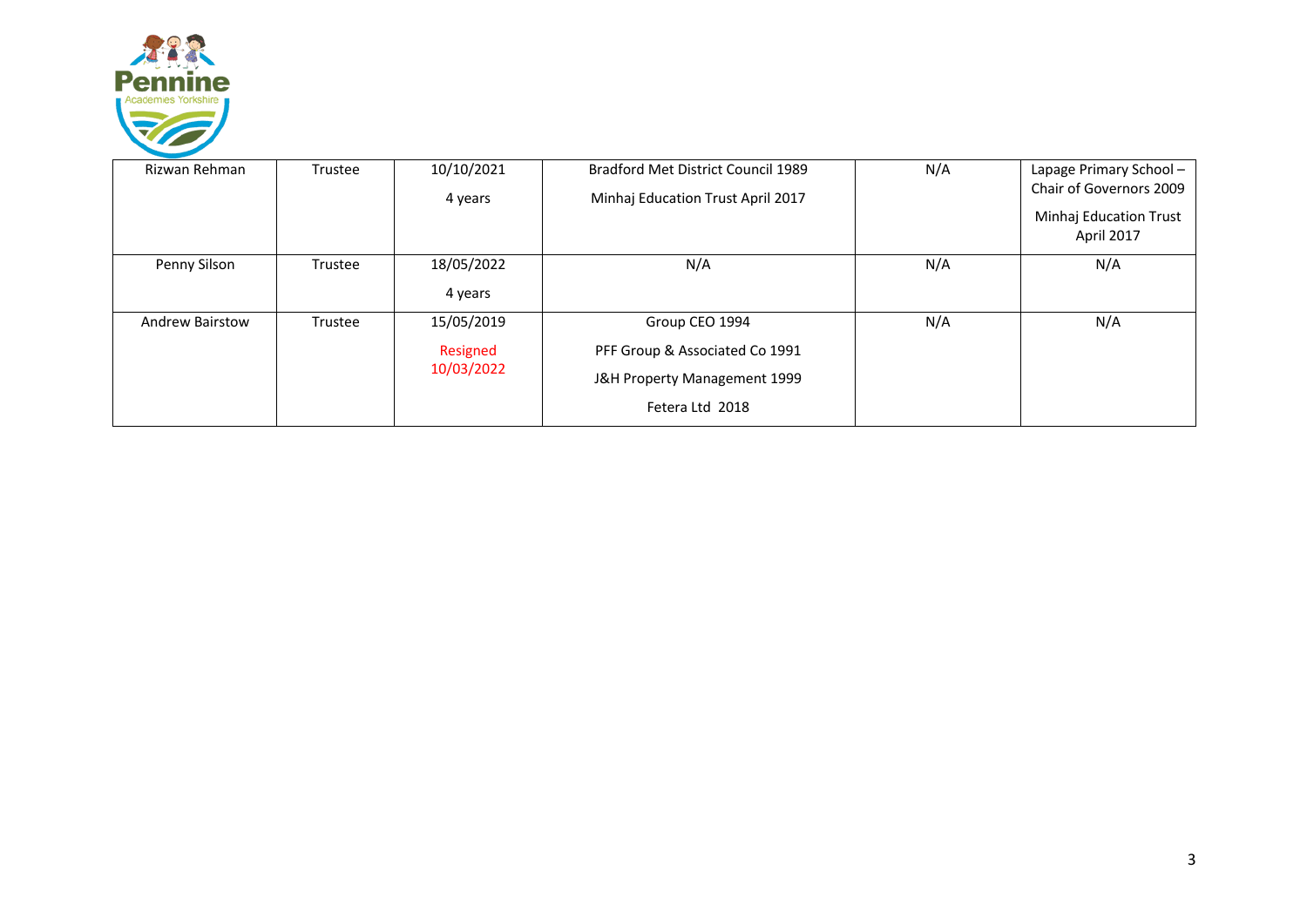| | | | | | |
|---|---|---|---|---|---|
| Rizwan Rehman | Trustee | 10/10/2021<br>4 years | Bradford Met District Council 1989<br>Minhaj Education Trust April 2017 | N/A | Lapage Primary School – Chair of Governors 2009<br>Minhaj Education Trust April 2017 |
| Penny Silson | Trustee | 18/05/2022<br>4 years | N/A | N/A | N/A |
| Andrew Bairstow | Trustee | 15/05/2019<br>Resigned 10/03/2022 | Group CEO 1994<br>PFF Group & Associated Co 1991<br>J&H Property Management 1999<br>Fetera Ltd 2018 | N/A | N/A |